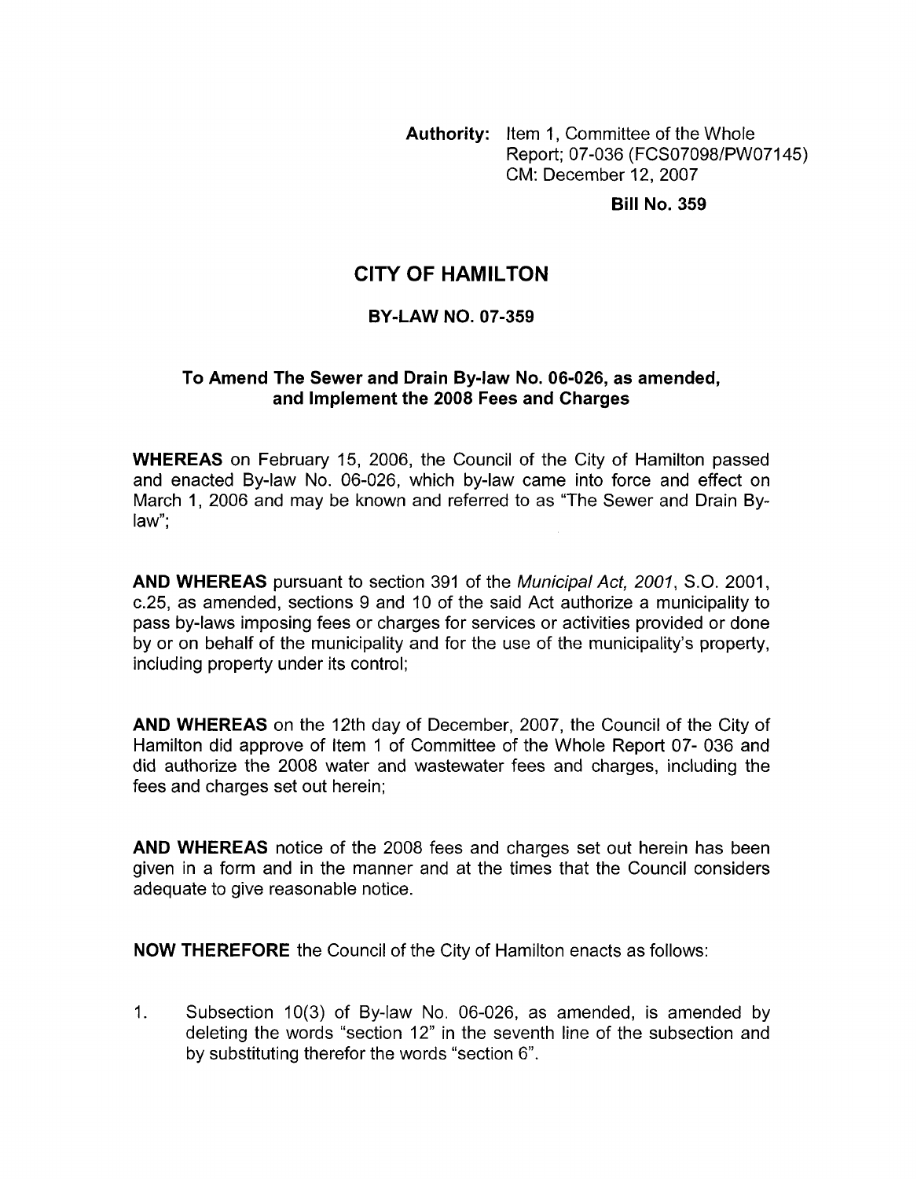**Authority:** Item 1, Committee of the Whole Report; 07-036 (FCS07098/PW07145) CM: December 12, 2007

**Bill No. 359**

# CITY OF HAMILTON

## BY-LAW NO. 07-359

### To Amend The Sewer and Drain By-law No. 06-026, as amended, and Implement the 2008 Fees and Charges

**WHEREAS** on February 15, 2006, the Council of the City of Hamilton passed and enacted By-law No. 06-026, which by-law came into force and effect on March 1, 2006 and may be known and referred to as "The Sewer and Drain By-law";

**AND WHEREAS** pursuant to section 391 of the *Municipal Act, 2001*, S.O. 2001, c.25, as amended, sections 9 and 10 of the said Act authorize a municipality to pass by-laws imposing fees or charges for services or activities provided or done by or on behalf of the municipality and for the use of the municipality's property, including property under its control;

**AND WHEREAS** on the 12th day of December, 2007, the Council of the City of Hamilton did approve of Item 1 of Committee of the Whole Report 07- 036 and did authorize the 2008 water and wastewater fees and charges, including the fees and charges set out herein;

**AND WHEREAS** notice of the 2008 fees and charges set out herein has been given in a form and in the manner and at the times that the Council considers adequate to give reasonable notice.

**NOW THEREFORE** the Council of the City of Hamilton enacts as follows:

1. Subsection 10(3) of By-law No. 06-026, as amended, is amended by deleting the words "section 12" in the seventh line of the subsection and by substituting therefor the words "section 6".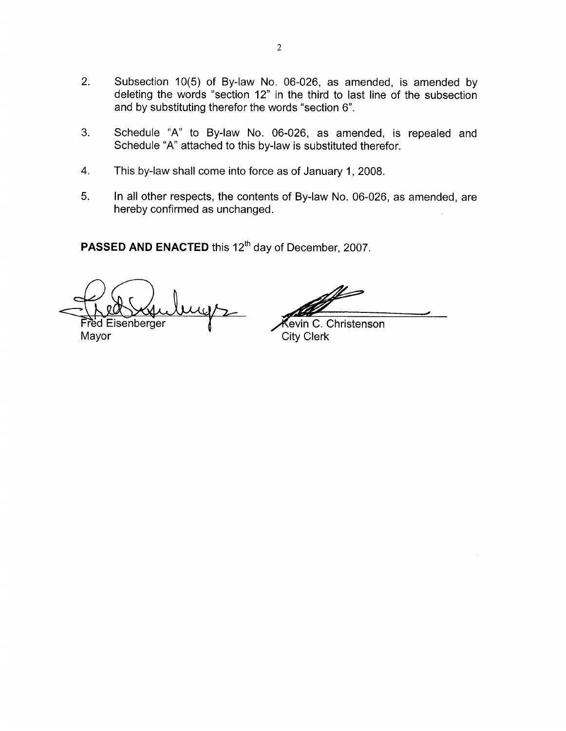2. Subsection 10(5) of By-law No. 06-026, as amended, is amended by deleting the words "section 12" in the third to last line of the subsection and by substituting therefor the words "section 6".

3. Schedule "A" to By-law No. 06-026, as amended, is repealed and Schedule "A" attached to this by-law is substituted therefor.

4. This by-law shall come into force as of January 1, 2008.

5. In all other respects, the contents of By-law No. 06-026, as amended, are hereby confirmed as unchanged.

**PASSED AND ENACTED** this 12th day of December, 2007.

Fred Eisenberger
Mayor

Kevin C. Christenson
City Clerk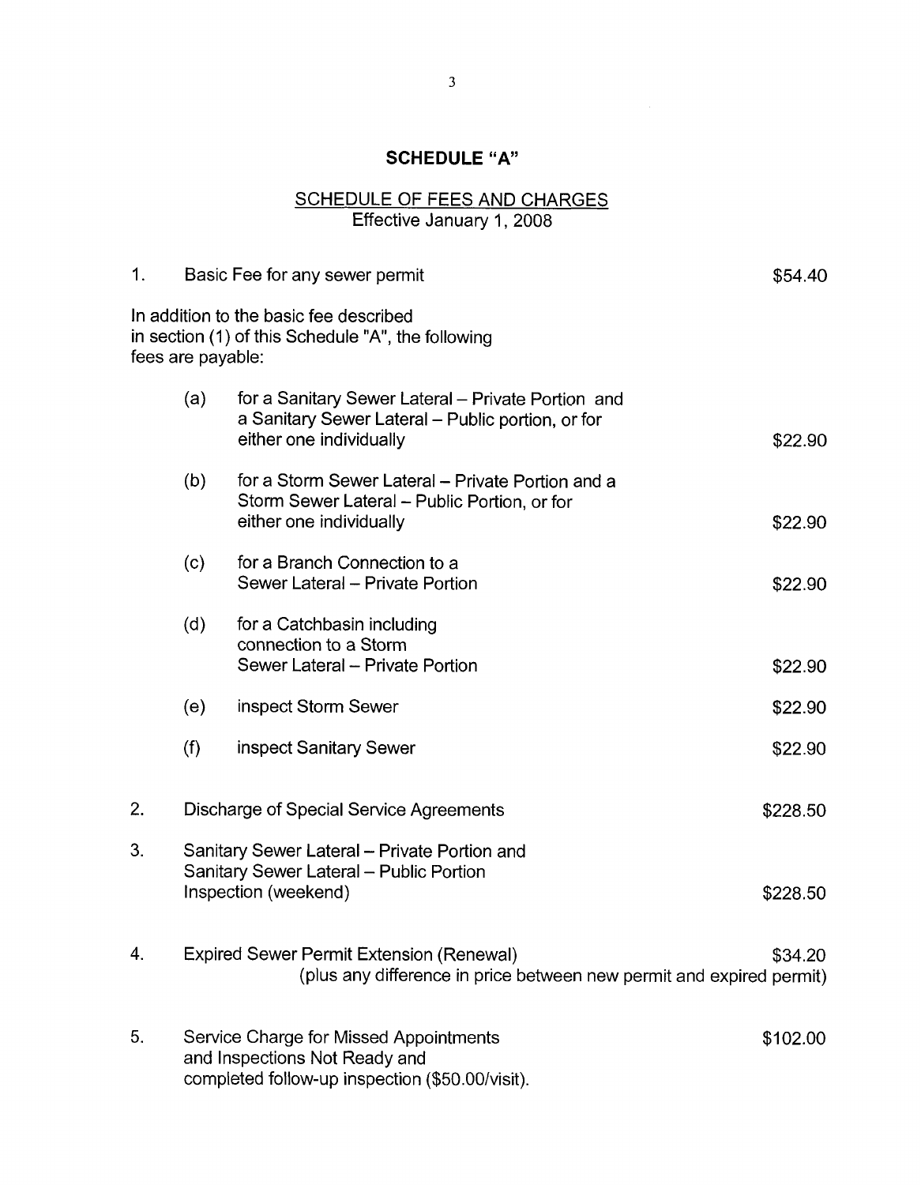# SCHEDULE "A"

## SCHEDULE OF FEES AND CHARGES
Effective January 1, 2008

| | | | |
|---|---|---|---|
| 1. | | Basic Fee for any sewer permit | $54.40 |
| In addition to the basic fee described in section (1) of this Schedule "A", the following fees are payable: | | | |
| | (a) | for a Sanitary Sewer Lateral – Private Portion and a Sanitary Sewer Lateral – Public portion, or for either one individually | $22.90 |
| | (b) | for a Storm Sewer Lateral – Private Portion and a Storm Sewer Lateral – Public Portion, or for either one individually | $22.90 |
| | (c) | for a Branch Connection to a Sewer Lateral – Private Portion | $22.90 |
| | (d) | for a Catchbasin including connection to a Storm Sewer Lateral – Private Portion | $22.90 |
| | (e) | inspect Storm Sewer | $22.90 |
| | (f) | inspect Sanitary Sewer | $22.90 |
| 2. | | Discharge of Special Service Agreements | $228.50 |
| 3. | | Sanitary Sewer Lateral – Private Portion and Sanitary Sewer Lateral – Public Portion Inspection (weekend) | $228.50 |
| 4. | | Expired Sewer Permit Extension (Renewal) (plus any difference in price between new permit and expired permit) | $34.20 |
| 5. | | Service Charge for Missed Appointments and Inspections Not Ready and completed follow-up inspection ($50.00/visit). | $102.00 |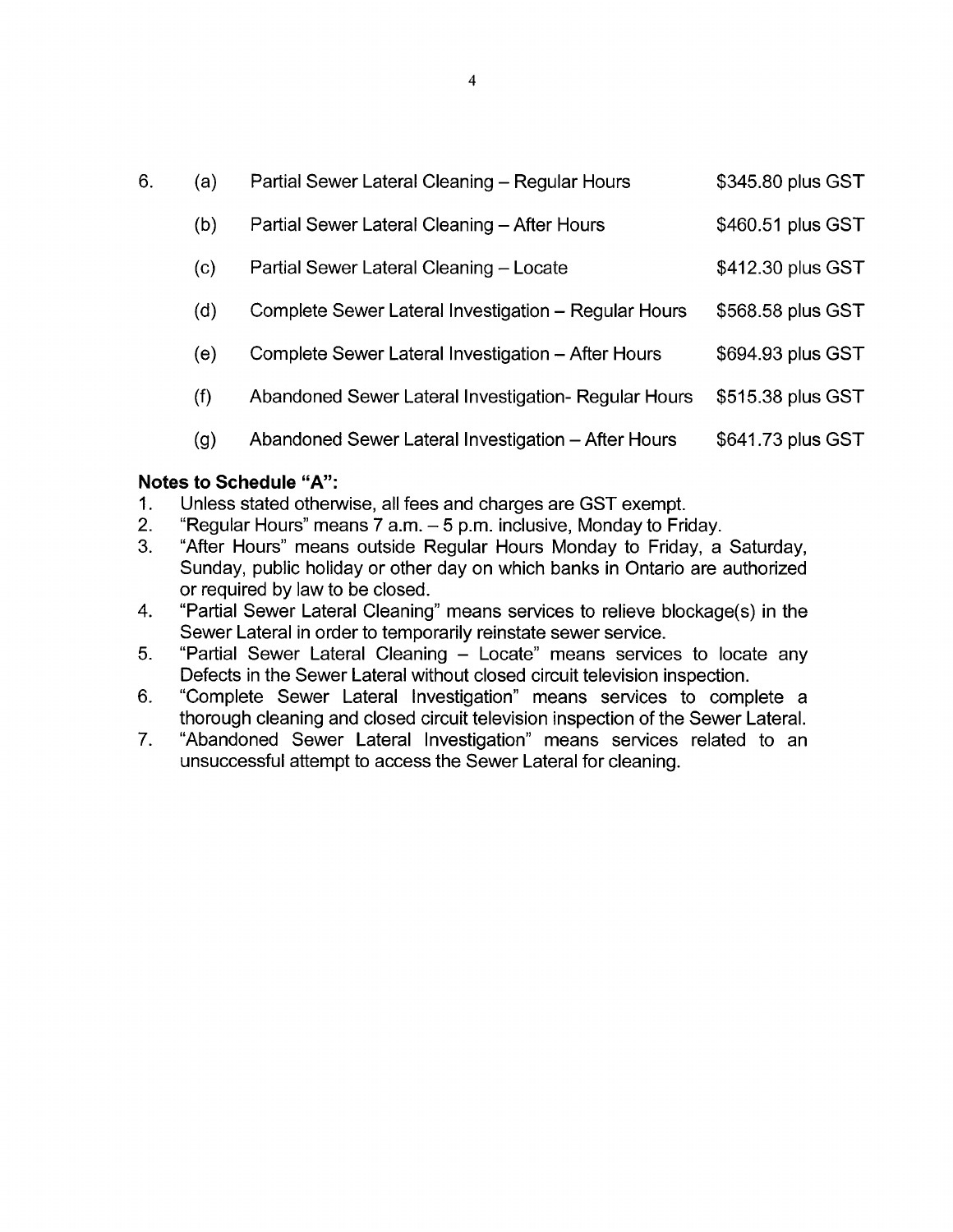| | | | |
|---|---|---|---|
| 6. | (a) | Partial Sewer Lateral Cleaning – Regular Hours | $345.80 plus GST |
| | (b) | Partial Sewer Lateral Cleaning – After Hours | $460.51 plus GST |
| | (c) | Partial Sewer Lateral Cleaning – Locate | $412.30 plus GST |
| | (d) | Complete Sewer Lateral Investigation – Regular Hours | $568.58 plus GST |
| | (e) | Complete Sewer Lateral Investigation – After Hours | $694.93 plus GST |
| | (f) | Abandoned Sewer Lateral Investigation- Regular Hours | $515.38 plus GST |
| | (g) | Abandoned Sewer Lateral Investigation – After Hours | $641.73 plus GST |

**Notes to Schedule "A":**

1. Unless stated otherwise, all fees and charges are GST exempt.
2. "Regular Hours" means 7 a.m. – 5 p.m. inclusive, Monday to Friday.
3. "After Hours" means outside Regular Hours Monday to Friday, a Saturday, Sunday, public holiday or other day on which banks in Ontario are authorized or required by law to be closed.
4. "Partial Sewer Lateral Cleaning" means services to relieve blockage(s) in the Sewer Lateral in order to temporarily reinstate sewer service.
5. "Partial Sewer Lateral Cleaning – Locate" means services to locate any Defects in the Sewer Lateral without closed circuit television inspection.
6. "Complete Sewer Lateral Investigation" means services to complete a thorough cleaning and closed circuit television inspection of the Sewer Lateral.
7. "Abandoned Sewer Lateral Investigation" means services related to an unsuccessful attempt to access the Sewer Lateral for cleaning.